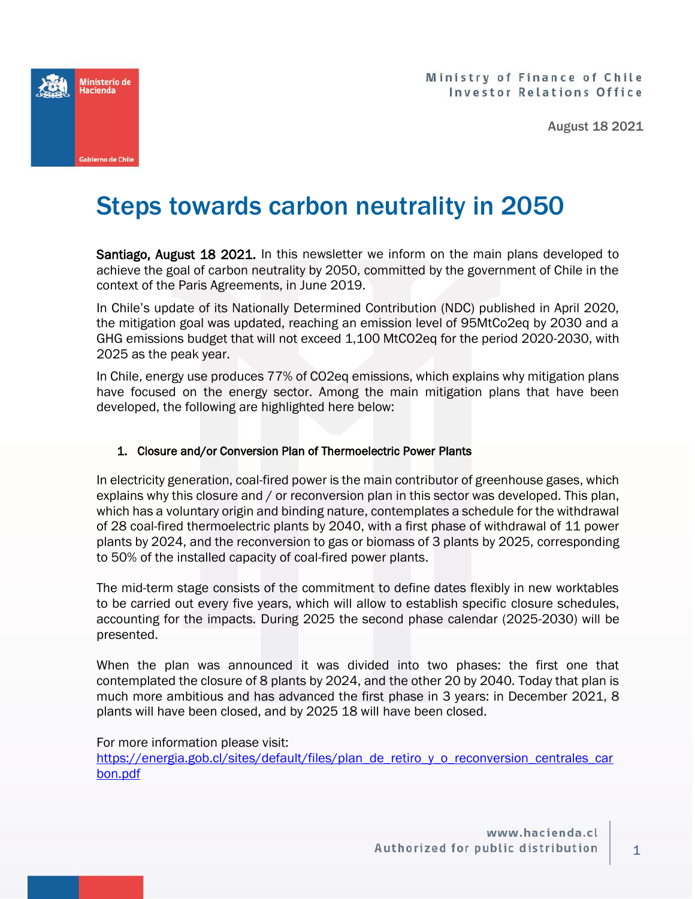Ministry of Finance of Chile
Investor Relations Office

August 18 2021

# Steps towards carbon neutrality in 2050

**Santiago, August 18 2021.** In this newsletter we inform on the main plans developed to achieve the goal of carbon neutrality by 2050, committed by the government of Chile in the context of the Paris Agreements, in June 2019.

In Chile's update of its Nationally Determined Contribution (NDC) published in April 2020, the mitigation goal was updated, reaching an emission level of 95MtCo2eq by 2030 and a GHG emissions budget that will not exceed 1,100 MtCO2eq for the period 2020-2030, with 2025 as the peak year.

In Chile, energy use produces 77% of CO2eq emissions, which explains why mitigation plans have focused on the energy sector. Among the main mitigation plans that have been developed, the following are highlighted here below:

1. **Closure and/or Conversion Plan of Thermoelectric Power Plants**

In electricity generation, coal-fired power is the main contributor of greenhouse gases, which explains why this closure and / or reconversion plan in this sector was developed. This plan, which has a voluntary origin and binding nature, contemplates a schedule for the withdrawal of 28 coal-fired thermoelectric plants by 2040, with a first phase of withdrawal of 11 power plants by 2024, and the reconversion to gas or biomass of 3 plants by 2025, corresponding to 50% of the installed capacity of coal-fired power plants.

The mid-term stage consists of the commitment to define dates flexibly in new worktables to be carried out every five years, which will allow to establish specific closure schedules, accounting for the impacts. During 2025 the second phase calendar (2025-2030) will be presented.

When the plan was announced it was divided into two phases: the first one that contemplated the closure of 8 plants by 2024, and the other 20 by 2040. Today that plan is much more ambitious and has advanced the first phase in 3 years: in December 2021, 8 plants will have been closed, and by 2025 18 will have been closed.

For more information please visit:
https://energia.gob.cl/sites/default/files/plan_de_retiro_y_o_reconversion_centrales_carbon.pdf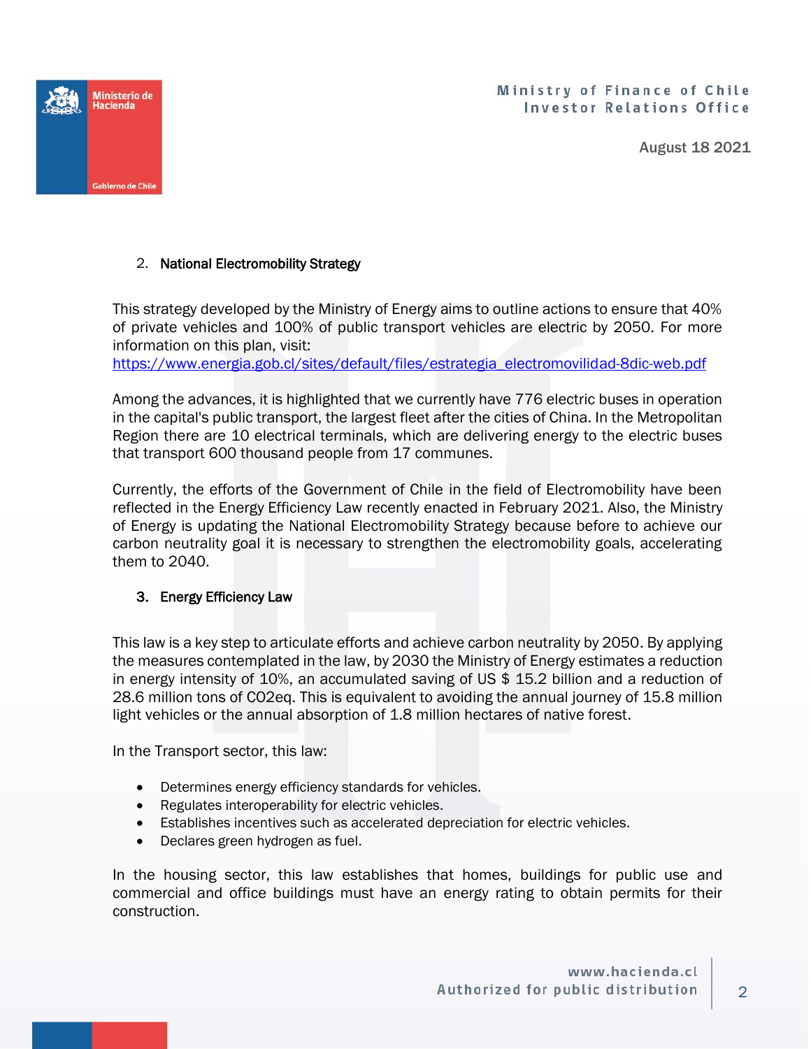## 2. National Electromobility Strategy

This strategy developed by the Ministry of Energy aims to outline actions to ensure that 40% of private vehicles and 100% of public transport vehicles are electric by 2050. For more information on this plan, visit:
https://www.energia.gob.cl/sites/default/files/estrategia_electromovilidad-8dic-web.pdf

Among the advances, it is highlighted that we currently have 776 electric buses in operation in the capital's public transport, the largest fleet after the cities of China. In the Metropolitan Region there are 10 electrical terminals, which are delivering energy to the electric buses that transport 600 thousand people from 17 communes.

Currently, the efforts of the Government of Chile in the field of Electromobility have been reflected in the Energy Efficiency Law recently enacted in February 2021. Also, the Ministry of Energy is updating the National Electromobility Strategy because before to achieve our carbon neutrality goal it is necessary to strengthen the electromobility goals, accelerating them to 2040.

## 3. Energy Efficiency Law

This law is a key step to articulate efforts and achieve carbon neutrality by 2050. By applying the measures contemplated in the law, by 2030 the Ministry of Energy estimates a reduction in energy intensity of 10%, an accumulated saving of US $ 15.2 billion and a reduction of 28.6 million tons of $CO_2$eq. This is equivalent to avoiding the annual journey of 15.8 million light vehicles or the annual absorption of 1.8 million hectares of native forest.

In the Transport sector, this law:

- Determines energy efficiency standards for vehicles.
- Regulates interoperability for electric vehicles.
- Establishes incentives such as accelerated depreciation for electric vehicles.
- Declares green hydrogen as fuel.

In the housing sector, this law establishes that homes, buildings for public use and commercial and office buildings must have an energy rating to obtain permits for their construction.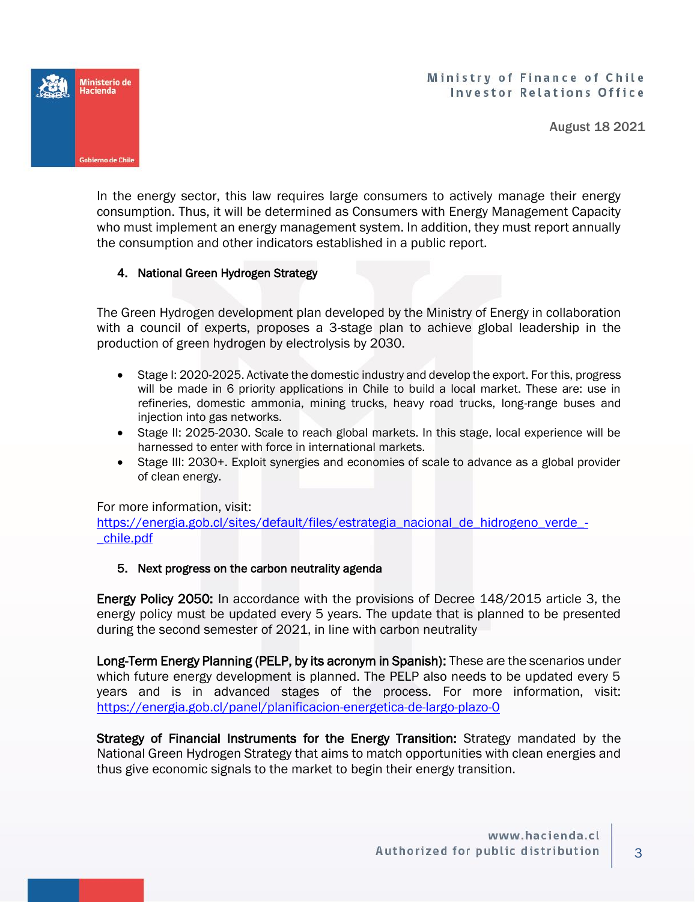In the energy sector, this law requires large consumers to actively manage their energy consumption. Thus, it will be determined as Consumers with Energy Management Capacity who must implement an energy management system. In addition, they must report annually the consumption and other indicators established in a public report.

### 4. National Green Hydrogen Strategy

The Green Hydrogen development plan developed by the Ministry of Energy in collaboration with a council of experts, proposes a 3-stage plan to achieve global leadership in the production of green hydrogen by electrolysis by 2030.

- Stage I: 2020-2025. Activate the domestic industry and develop the export. For this, progress will be made in 6 priority applications in Chile to build a local market. These are: use in refineries, domestic ammonia, mining trucks, heavy road trucks, long-range buses and injection into gas networks.
- Stage II: 2025-2030. Scale to reach global markets. In this stage, local experience will be harnessed to enter with force in international markets.
- Stage III: 2030+. Exploit synergies and economies of scale to advance as a global provider of clean energy.

For more information, visit:
https://energia.gob.cl/sites/default/files/estrategia_nacional_de_hidrogeno_verde_-_chile.pdf

### 5. Next progress on the carbon neutrality agenda

**Energy Policy 2050:** In accordance with the provisions of Decree 148/2015 article 3, the energy policy must be updated every 5 years. The update that is planned to be presented during the second semester of 2021, in line with carbon neutrality

**Long-Term Energy Planning (PELP, by its acronym in Spanish):** These are the scenarios under which future energy development is planned. The PELP also needs to be updated every 5 years and is in advanced stages of the process. For more information, visit: https://energia.gob.cl/panel/planificacion-energetica-de-largo-plazo-0

**Strategy of Financial Instruments for the Energy Transition:** Strategy mandated by the National Green Hydrogen Strategy that aims to match opportunities with clean energies and thus give economic signals to the market to begin their energy transition.